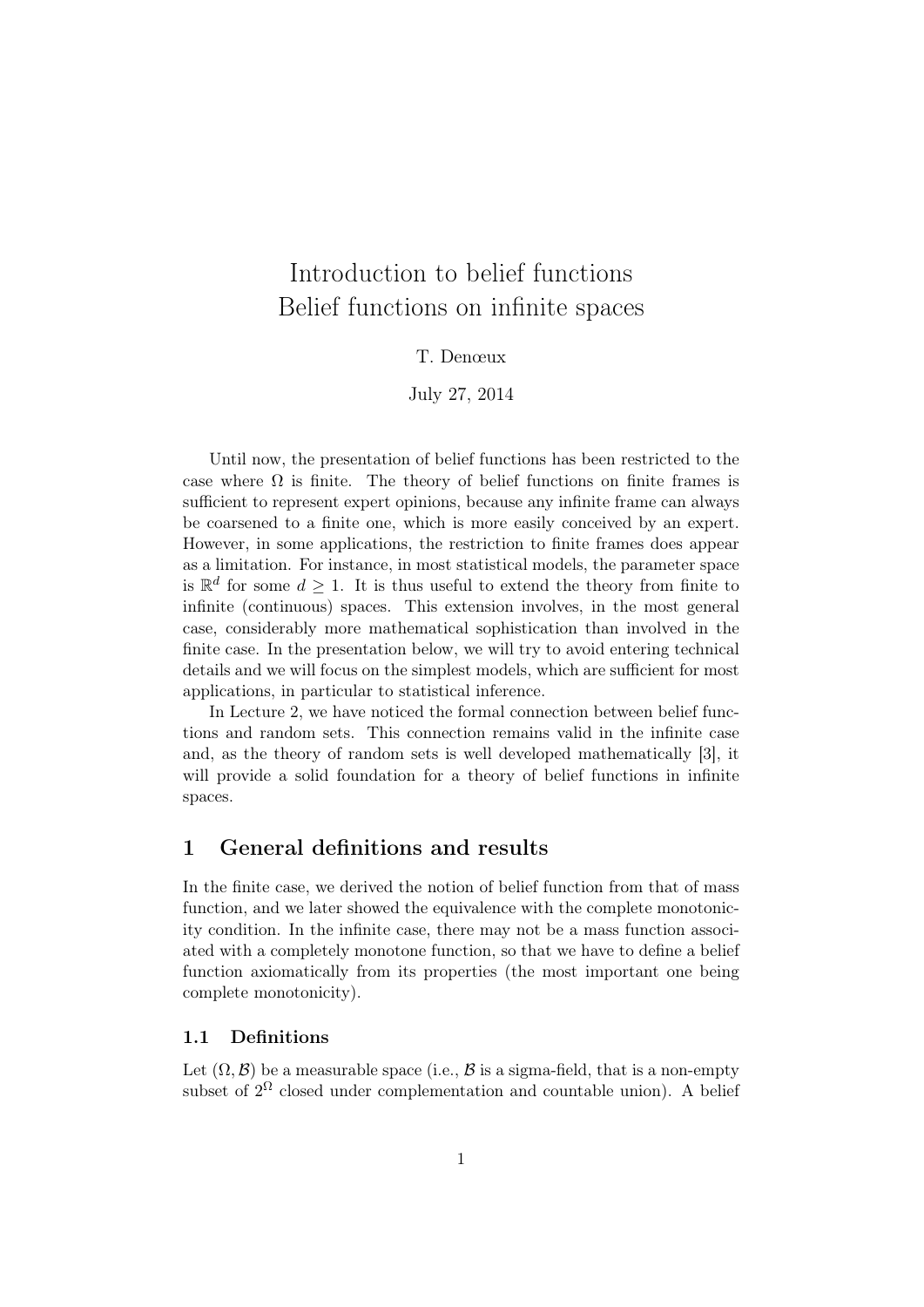# Introduction to belief functions
# Belief functions on infinite spaces

T. Denœux

July 27, 2014

Until now, the presentation of belief functions has been restricted to the case where $\Omega$ is finite. The theory of belief functions on finite frames is sufficient to represent expert opinions, because any infinite frame can always be coarsened to a finite one, which is more easily conceived by an expert. However, in some applications, the restriction to finite frames does appear as a limitation. For instance, in most statistical models, the parameter space is $\mathbb{R}^d$ for some $d \geq 1$. It is thus useful to extend the theory from finite to infinite (continuous) spaces. This extension involves, in the most general case, considerably more mathematical sophistication than involved in the finite case. In the presentation below, we will try to avoid entering technical details and we will focus on the simplest models, which are sufficient for most applications, in particular to statistical inference.

In Lecture 2, we have noticed the formal connection between belief functions and random sets. This connection remains valid in the infinite case and, as the theory of random sets is well developed mathematically [3], it will provide a solid foundation for a theory of belief functions in infinite spaces.

## 1 General definitions and results

In the finite case, we derived the notion of belief function from that of mass function, and we later showed the equivalence with the complete monotonicity condition. In the infinite case, there may not be a mass function associated with a completely monotone function, so that we have to define a belief function axiomatically from its properties (the most important one being complete monotonicity).

### 1.1 Definitions

Let $(\Omega, \mathcal{B})$ be a measurable space (i.e., $\mathcal{B}$ is a sigma-field, that is a non-empty subset of $2^\Omega$ closed under complementation and countable union). A belief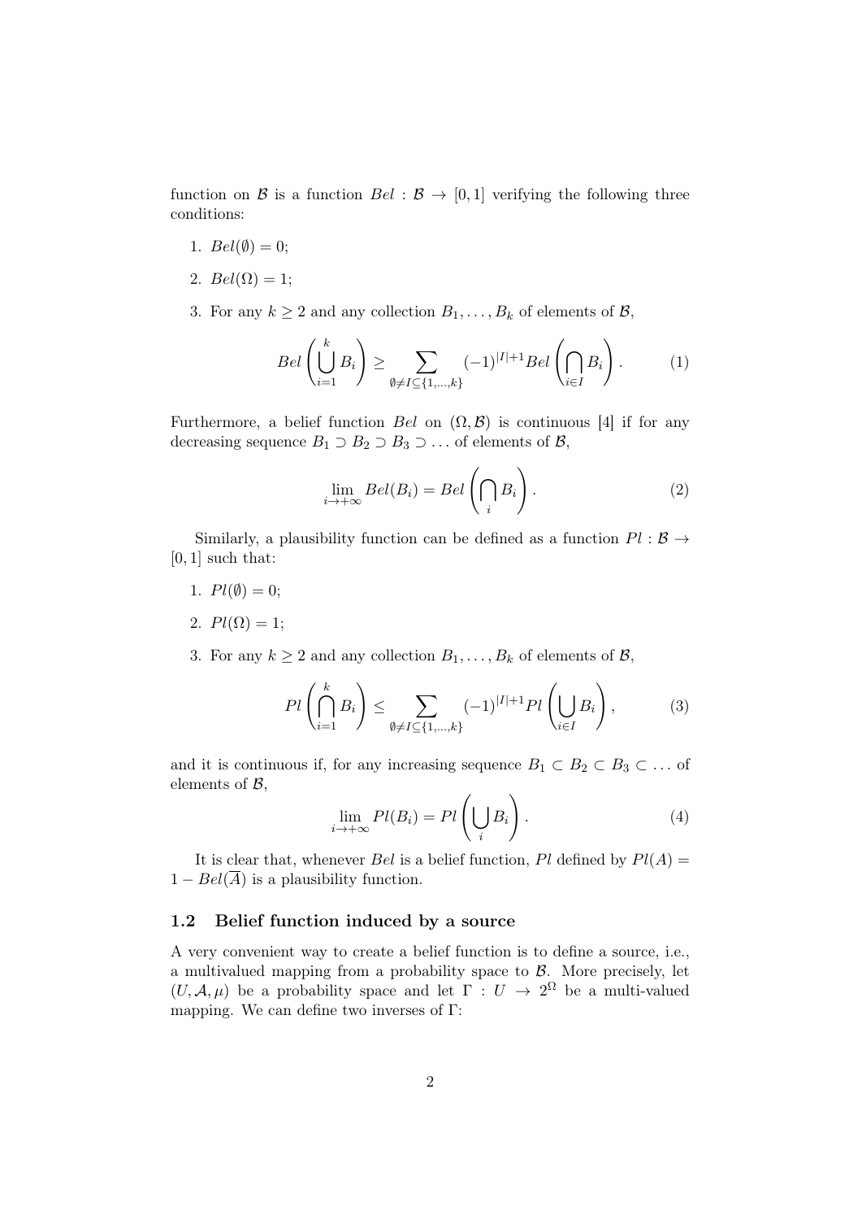function on $\mathcal{B}$ is a function $Bel : \mathcal{B} \to [0,1]$ verifying the following three conditions:

1. $Bel(\emptyset) = 0$;
2. $Bel(\Omega) = 1$;
3. For any $k \geq 2$ and any collection $B_1, \ldots, B_k$ of elements of $\mathcal{B}$,

$$Bel\left(\bigcup_{i=1}^{k} B_i\right) \geq \sum_{\emptyset \neq I \subseteq \{1,\ldots,k\}} (-1)^{|I|+1} Bel\left(\bigcap_{i \in I} B_i\right). \tag{1}$$

Furthermore, a belief function $Bel$ on $(\Omega, \mathcal{B})$ is continuous [4] if for any decreasing sequence $B_1 \supset B_2 \supset B_3 \supset \ldots$ of elements of $\mathcal{B}$,

$$\lim_{i \to +\infty} Bel(B_i) = Bel\left(\bigcap_i B_i\right). \tag{2}$$

Similarly, a plausibility function can be defined as a function $Pl : \mathcal{B} \to [0,1]$ such that:

1. $Pl(\emptyset) = 0$;
2. $Pl(\Omega) = 1$;
3. For any $k \geq 2$ and any collection $B_1, \ldots, B_k$ of elements of $\mathcal{B}$,

$$Pl\left(\bigcap_{i=1}^{k} B_i\right) \leq \sum_{\emptyset \neq I \subseteq \{1,\ldots,k\}} (-1)^{|I|+1} Pl\left(\bigcup_{i \in I} B_i\right), \tag{3}$$

and it is continuous if, for any increasing sequence $B_1 \subset B_2 \subset B_3 \subset \ldots$ of elements of $\mathcal{B}$,

$$\lim_{i \to +\infty} Pl(B_i) = Pl\left(\bigcup_i B_i\right). \tag{4}$$

It is clear that, whenever $Bel$ is a belief function, $Pl$ defined by $Pl(A) = 1 - Bel(\overline{A})$ is a plausibility function.

### 1.2 Belief function induced by a source

A very convenient way to create a belief function is to define a source, i.e., a multivalued mapping from a probability space to $\mathcal{B}$. More precisely, let $(U, \mathcal{A}, \mu)$ be a probability space and let $\Gamma : U \to 2^{\Omega}$ be a multi-valued mapping. We can define two inverses of $\Gamma$: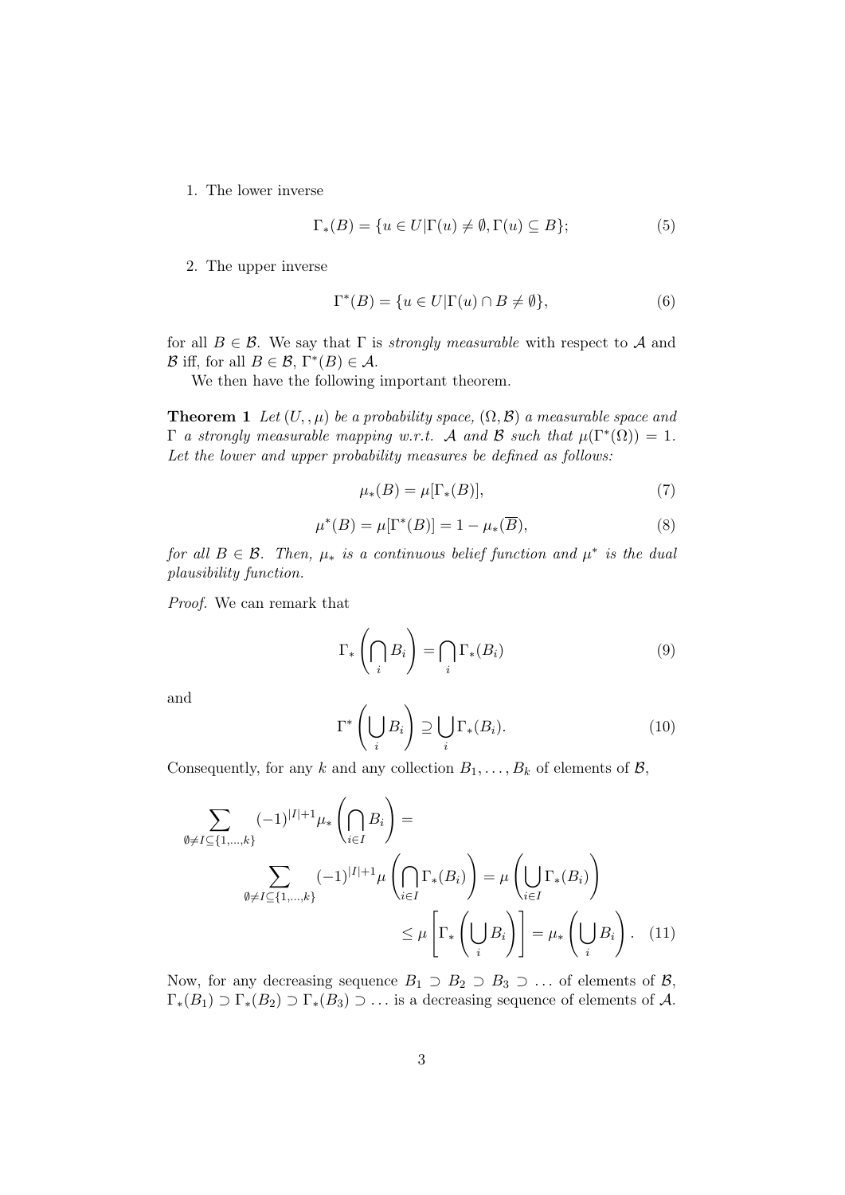1. The lower inverse

$$\Gamma_*(B) = \{u \in U | \Gamma(u) \neq \emptyset, \Gamma(u) \subseteq B\}; \tag{5}$$

2. The upper inverse

$$\Gamma^*(B) = \{u \in U | \Gamma(u) \cap B \neq \emptyset\}, \tag{6}$$

for all $B \in \mathcal{B}$. We say that $\Gamma$ is *strongly measurable* with respect to $\mathcal{A}$ and $\mathcal{B}$ iff, for all $B \in \mathcal{B}$, $\Gamma^*(B) \in \mathcal{A}$.

We then have the following important theorem.

**Theorem 1** *Let $(U, , \mu)$ be a probability space, $(\Omega, \mathcal{B})$ a measurable space and $\Gamma$ a strongly measurable mapping w.r.t. $\mathcal{A}$ and $\mathcal{B}$ such that $\mu(\Gamma^*(\Omega)) = 1$. Let the lower and upper probability measures be defined as follows:*

$$\mu_*(B) = \mu[\Gamma_*(B)], \tag{7}$$

$$\mu^*(B) = \mu[\Gamma^*(B)] = 1 - \mu_*(\overline{B}), \tag{8}$$

*for all $B \in \mathcal{B}$. Then, $\mu_*$ is a continuous belief function and $\mu^*$ is the dual plausibility function.*

*Proof.* We can remark that

$$\Gamma_*\left(\bigcap_i B_i\right) = \bigcap_i \Gamma_*(B_i) \tag{9}$$

and

$$\Gamma^*\left(\bigcup_i B_i\right) \supseteq \bigcup_i \Gamma_*(B_i). \tag{10}$$

Consequently, for any $k$ and any collection $B_1, \ldots, B_k$ of elements of $\mathcal{B}$,

$$\sum_{\emptyset \neq I \subseteq \{1,\ldots,k\}} (-1)^{|I|+1} \mu_*\left(\bigcap_{i \in I} B_i\right) = \sum_{\emptyset \neq I \subseteq \{1,\ldots,k\}} (-1)^{|I|+1} \mu\left(\bigcap_{i \in I} \Gamma_*(B_i)\right) = \mu\left(\bigcup_{i \in I} \Gamma_*(B_i)\right) \leq \mu\left[\Gamma_*\left(\bigcup_i B_i\right)\right] = \mu_*\left(\bigcup_i B_i\right). \tag{11}$$

Now, for any decreasing sequence $B_1 \supset B_2 \supset B_3 \supset \ldots$ of elements of $\mathcal{B}$, $\Gamma_*(B_1) \supset \Gamma_*(B_2) \supset \Gamma_*(B_3) \supset \ldots$ is a decreasing sequence of elements of $\mathcal{A}$.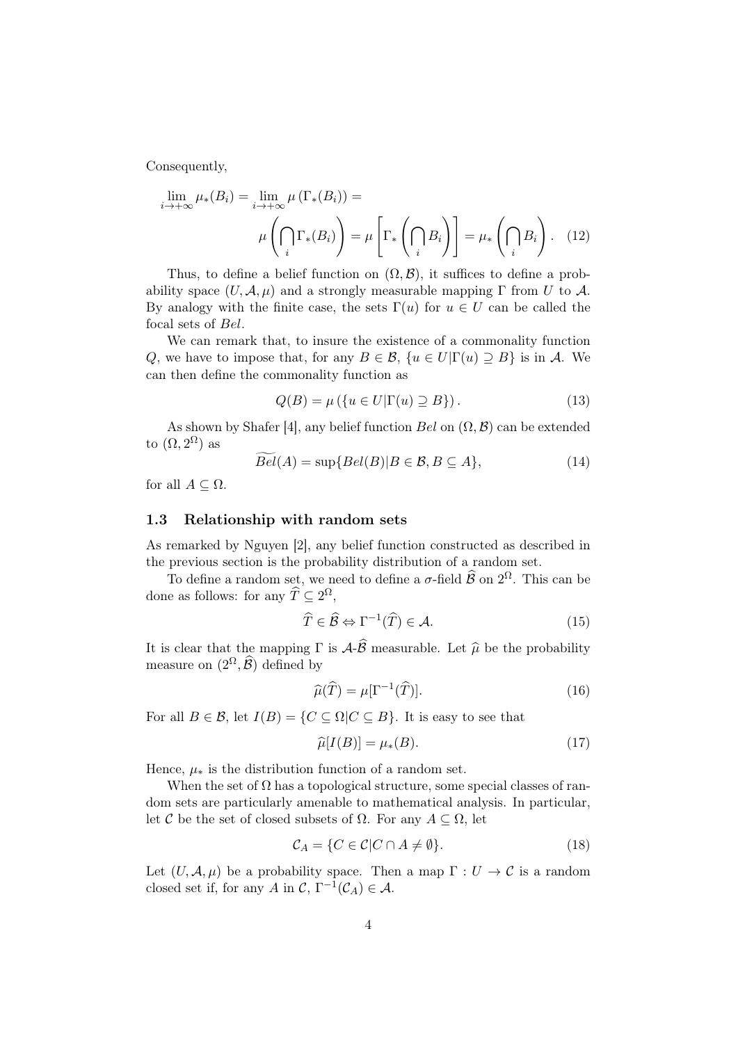Consequently,

$$\lim_{i \to +\infty} \mu_*(B_i) = \lim_{i \to +\infty} \mu\left(\Gamma_*(B_i)\right) = \mu\left(\bigcap_i \Gamma_*(B_i)\right) = \mu\left[\Gamma_*\left(\bigcap_i B_i\right)\right] = \mu_*\left(\bigcap_i B_i\right). \quad (12)$$

Thus, to define a belief function on $(\Omega, \mathcal{B})$, it suffices to define a probability space $(U, \mathcal{A}, \mu)$ and a strongly measurable mapping $\Gamma$ from $U$ to $\mathcal{A}$. By analogy with the finite case, the sets $\Gamma(u)$ for $u \in U$ can be called the focal sets of $Bel$.

We can remark that, to insure the existence of a commonality function $Q$, we have to impose that, for any $B \in \mathcal{B}$, $\{u \in U | \Gamma(u) \supseteq B\}$ is in $\mathcal{A}$. We can then define the commonality function as

$$Q(B) = \mu\left(\{u \in U | \Gamma(u) \supseteq B\}\right). \quad (13)$$

As shown by Shafer [4], any belief function $Bel$ on $(\Omega, \mathcal{B})$ can be extended to $(\Omega, 2^\Omega)$ as

$$\widetilde{Bel}(A) = \sup\{Bel(B) | B \in \mathcal{B}, B \subseteq A\}, \quad (14)$$

for all $A \subseteq \Omega$.

### 1.3 Relationship with random sets

As remarked by Nguyen [2], any belief function constructed as described in the previous section is the probability distribution of a random set.

To define a random set, we need to define a $\sigma$-field $\widehat{\mathcal{B}}$ on $2^\Omega$. This can be done as follows: for any $\widehat{T} \subseteq 2^\Omega$,

$$\widehat{T} \in \widehat{\mathcal{B}} \Leftrightarrow \Gamma^{-1}(\widehat{T}) \in \mathcal{A}. \quad (15)$$

It is clear that the mapping $\Gamma$ is $\mathcal{A}$-$\widehat{\mathcal{B}}$ measurable. Let $\widehat{\mu}$ be the probability measure on $(2^\Omega, \widehat{\mathcal{B}})$ defined by

$$\widehat{\mu}(\widehat{T}) = \mu[\Gamma^{-1}(\widehat{T})]. \quad (16)$$

For all $B \in \mathcal{B}$, let $I(B) = \{C \subseteq \Omega | C \subseteq B\}$. It is easy to see that

$$\widehat{\mu}[I(B)] = \mu_*(B). \quad (17)$$

Hence, $\mu_*$ is the distribution function of a random set.

When the set of $\Omega$ has a topological structure, some special classes of random sets are particularly amenable to mathematical analysis. In particular, let $\mathcal{C}$ be the set of closed subsets of $\Omega$. For any $A \subseteq \Omega$, let

$$\mathcal{C}_A = \{C \in \mathcal{C} | C \cap A \neq \emptyset\}. \quad (18)$$

Let $(U, \mathcal{A}, \mu)$ be a probability space. Then a map $\Gamma : U \to \mathcal{C}$ is a random closed set if, for any $A$ in $\mathcal{C}$, $\Gamma^{-1}(\mathcal{C}_A) \in \mathcal{A}$.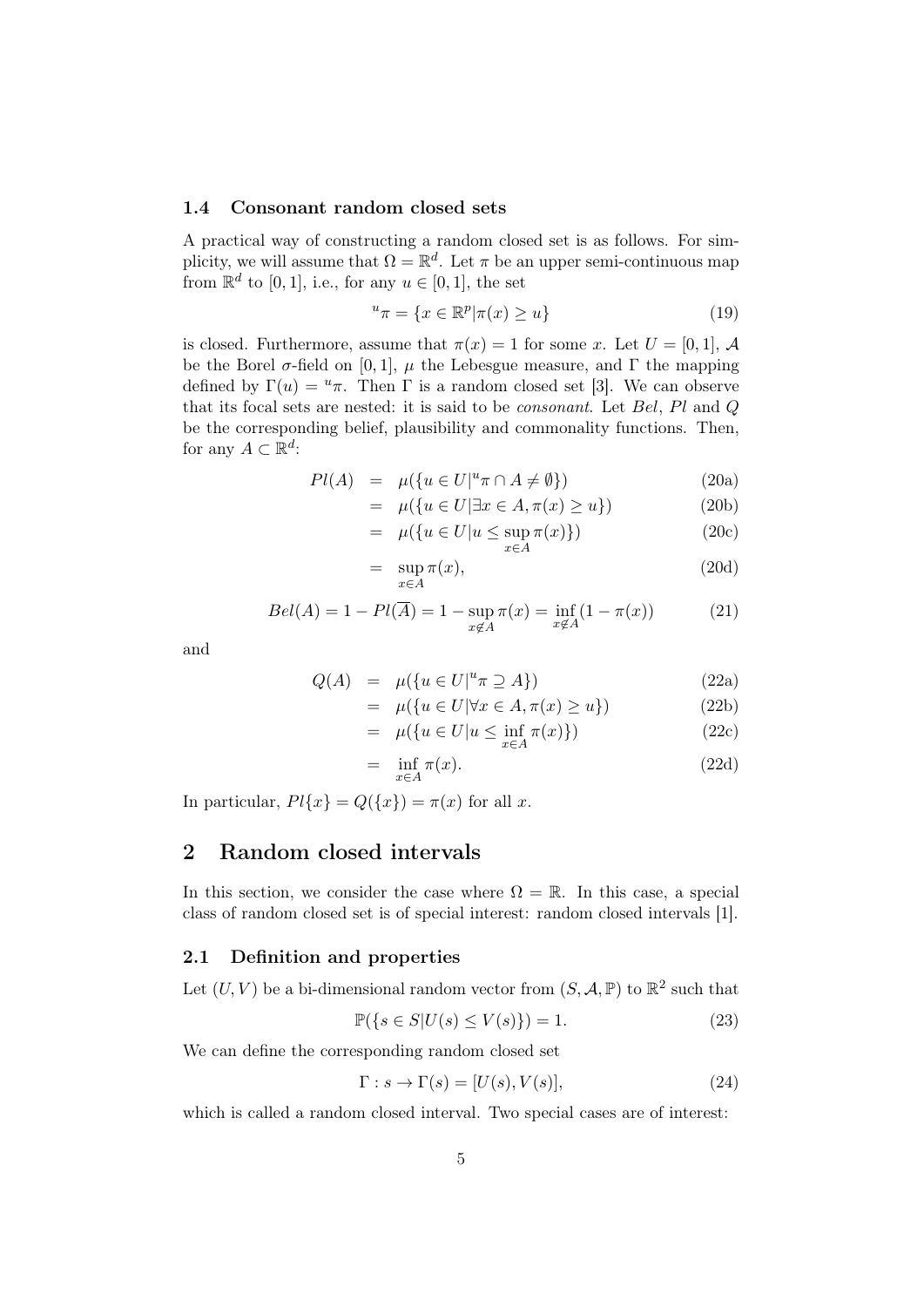### 1.4 Consonant random closed sets

A practical way of constructing a random closed set is as follows. For simplicity, we will assume that $\Omega = \mathbb{R}^d$. Let $\pi$ be an upper semi-continuous map from $\mathbb{R}^d$ to $[0,1]$, i.e., for any $u \in [0,1]$, the set

$$
{}^u\pi = \{x \in \mathbb{R}^p | \pi(x) \geq u\} \tag{19}
$$

is closed. Furthermore, assume that $\pi(x) = 1$ for some $x$. Let $U = [0,1]$, $\mathcal{A}$ be the Borel $\sigma$-field on $[0,1]$, $\mu$ the Lebesgue measure, and $\Gamma$ the mapping defined by $\Gamma(u) = {}^u\pi$. Then $\Gamma$ is a random closed set [3]. We can observe that its focal sets are nested: it is said to be *consonant*. Let $Bel$, $Pl$ and $Q$ be the corresponding belief, plausibility and commonality functions. Then, for any $A \subset \mathbb{R}^d$:

$$
\begin{aligned}
Pl(A) &= \mu(\{u \in U | {}^u\pi \cap A \neq \emptyset\}) &\text{(20a)}\\
&= \mu(\{u \in U | \exists x \in A, \pi(x) \geq u\}) &\text{(20b)}\\
&= \mu(\{u \in U | u \leq \sup_{x \in A} \pi(x)\}) &\text{(20c)}\\
&= \sup_{x \in A} \pi(x), &\text{(20d)}
\end{aligned}
$$

$$
Bel(A) = 1 - Pl(\overline{A}) = 1 - \sup_{x \notin A} \pi(x) = \inf_{x \notin A} (1 - \pi(x)) \tag{21}
$$

and

$$
\begin{aligned}
Q(A) &= \mu(\{u \in U | {}^u\pi \supseteq A\}) &\text{(22a)}\\
&= \mu(\{u \in U | \forall x \in A, \pi(x) \geq u\}) &\text{(22b)}\\
&= \mu(\{u \in U | u \leq \inf_{x \in A} \pi(x)\}) &\text{(22c)}\\
&= \inf_{x \in A} \pi(x). &\text{(22d)}
\end{aligned}
$$

In particular, $Pl\{x\} = Q(\{x\}) = \pi(x)$ for all $x$.

## 2 Random closed intervals

In this section, we consider the case where $\Omega = \mathbb{R}$. In this case, a special class of random closed set is of special interest: random closed intervals [1].

### 2.1 Definition and properties

Let $(U, V)$ be a bi-dimensional random vector from $(S, \mathcal{A}, \mathbb{P})$ to $\mathbb{R}^2$ such that

$$
\mathbb{P}(\{s \in S | U(s) \leq V(s)\}) = 1. \tag{23}
$$

We can define the corresponding random closed set

$$
\Gamma : s \to \Gamma(s) = [U(s), V(s)], \tag{24}
$$

which is called a random closed interval. Two special cases are of interest: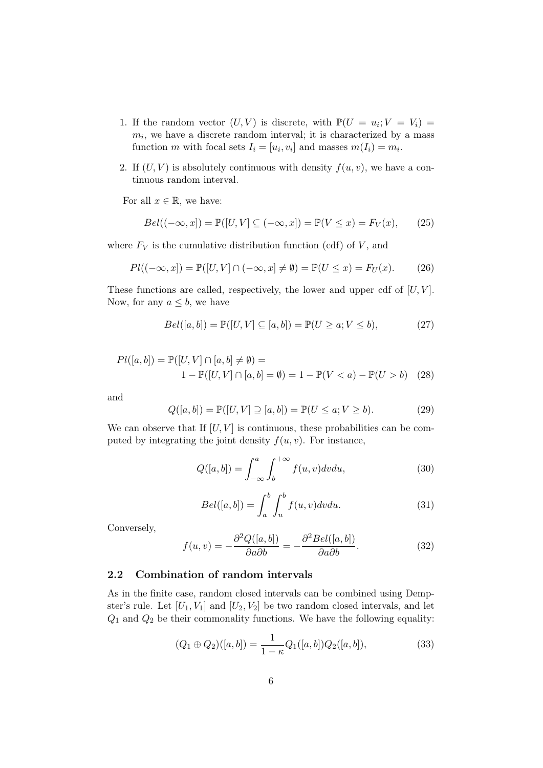1. If the random vector $(U, V)$ is discrete, with $\mathbb{P}(U = u_i; V = V_i) = m_i$, we have a discrete random interval; it is characterized by a mass function $m$ with focal sets $I_i = [u_i, v_i]$ and masses $m(I_i) = m_i$.

2. If $(U, V)$ is absolutely continuous with density $f(u, v)$, we have a continuous random interval.

For all $x \in \mathbb{R}$, we have:

$$Bel((-\infty, x]) = \mathbb{P}([U, V] \subseteq (-\infty, x]) = \mathbb{P}(V \leq x) = F_V(x), \qquad (25)$$

where $F_V$ is the cumulative distribution function (cdf) of $V$, and

$$Pl((-\infty, x]) = \mathbb{P}([U, V] \cap (-\infty, x] \neq \emptyset) = \mathbb{P}(U \leq x) = F_U(x). \qquad (26)$$

These functions are called, respectively, the lower and upper cdf of $[U, V]$. Now, for any $a \leq b$, we have

$$Bel([a, b]) = \mathbb{P}([U, V] \subseteq [a, b]) = \mathbb{P}(U \geq a; V \leq b), \qquad (27)$$

$$Pl([a, b]) = \mathbb{P}([U, V] \cap [a, b] \neq \emptyset) = \\ 1 - \mathbb{P}([U, V] \cap [a, b] = \emptyset) = 1 - \mathbb{P}(V < a) - \mathbb{P}(U > b) \qquad (28)$$

and

$$Q([a, b]) = \mathbb{P}([U, V] \supseteq [a, b]) = \mathbb{P}(U \leq a; V \geq b). \qquad (29)$$

We can observe that If $[U, V]$ is continuous, these probabilities can be computed by integrating the joint density $f(u, v)$. For instance,

$$Q([a, b]) = \int_{-\infty}^{a} \int_{b}^{+\infty} f(u, v) dv du, \qquad (30)$$

$$Bel([a, b]) = \int_{a}^{b} \int_{u}^{b} f(u, v) dv du. \qquad (31)$$

Conversely,

$$f(u, v) = -\frac{\partial^2 Q([a, b])}{\partial a \partial b} = -\frac{\partial^2 Bel([a, b])}{\partial a \partial b}. \qquad (32)$$

### 2.2 Combination of random intervals

As in the finite case, random closed intervals can be combined using Dempster's rule. Let $[U_1, V_1]$ and $[U_2, V_2]$ be two random closed intervals, and let $Q_1$ and $Q_2$ be their commonality functions. We have the following equality:

$$(Q_1 \oplus Q_2)([a, b]) = \frac{1}{1 - \kappa} Q_1([a, b]) Q_2([a, b]), \qquad (33)$$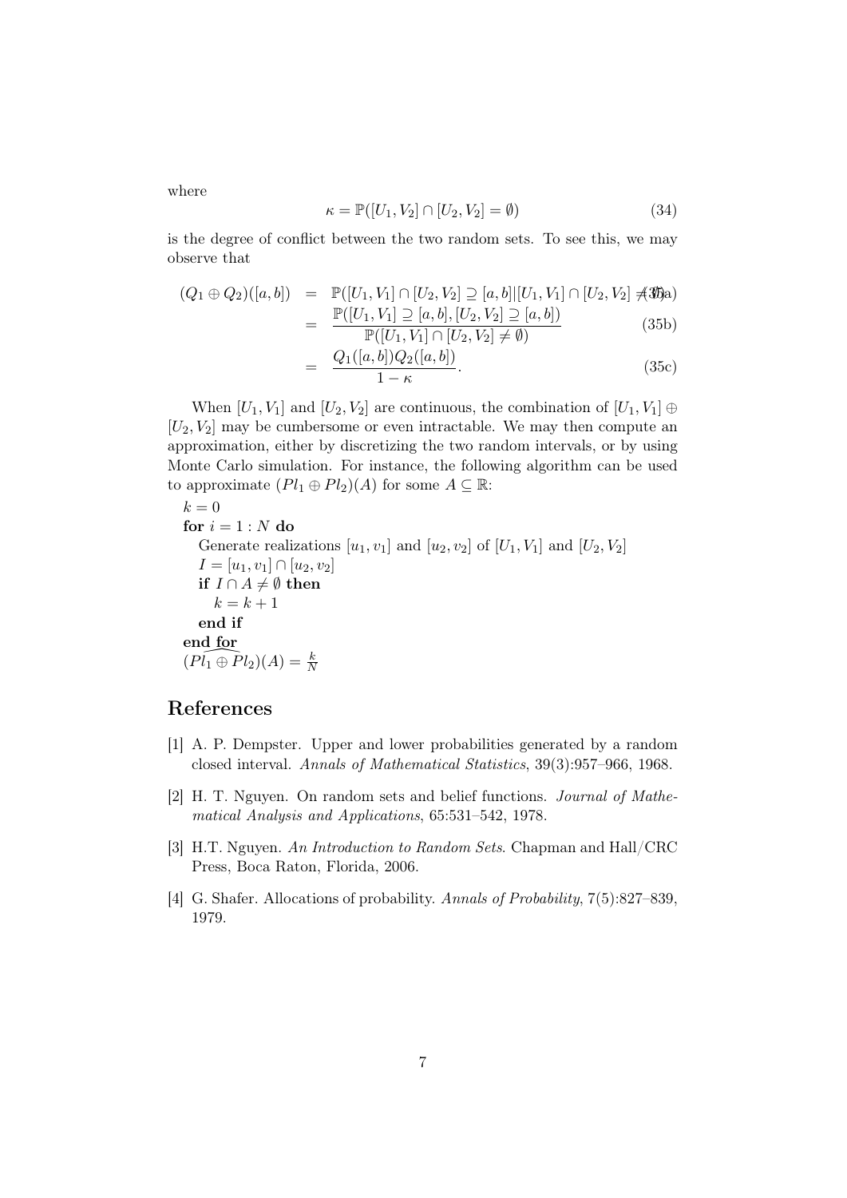where

$$\kappa = \mathbb{P}([U_1, V_2] \cap [U_2, V_2] = \emptyset) \tag{34}$$

is the degree of conflict between the two random sets. To see this, we may observe that

$$\begin{aligned}
(Q_1 \oplus Q_2)([a,b]) &= \mathbb{P}([U_1, V_1] \cap [U_2, V_2] \supseteq [a,b] | [U_1, V_1] \cap [U_2, V_2] \neq \emptyset) && \text{(35a)} \\
&= \frac{\mathbb{P}([U_1, V_1] \supseteq [a,b], [U_2, V_2] \supseteq [a,b])}{\mathbb{P}([U_1, V_1] \cap [U_2, V_2] \neq \emptyset)} && \text{(35b)} \\
&= \frac{Q_1([a,b]) Q_2([a,b])}{1 - \kappa}. && \text{(35c)}
\end{aligned}$$

When $[U_1, V_1]$ and $[U_2, V_2]$ are continuous, the combination of $[U_1, V_1] \oplus [U_2, V_2]$ may be cumbersome or even intractable. We may then compute an approximation, either by discretizing the two random intervals, or by using Monte Carlo simulation. For instance, the following algorithm can be used to approximate $(Pl_1 \oplus Pl_2)(A)$ for some $A \subseteq \mathbb{R}$:

$k = 0$
**for** $i = 1 : N$ **do**
  Generate realizations $[u_1, v_1]$ and $[u_2, v_2]$ of $[U_1, V_1]$ and $[U_2, V_2]$
  $I = [u_1, v_1] \cap [u_2, v_2]$
  **if** $I \cap A \neq \emptyset$ **then**
    $k = k + 1$
  **end if**
**end for**
$(\widehat{Pl_1 \oplus Pl_2})(A) = \frac{k}{N}$

## References

[1] A. P. Dempster. Upper and lower probabilities generated by a random closed interval. *Annals of Mathematical Statistics*, 39(3):957–966, 1968.

[2] H. T. Nguyen. On random sets and belief functions. *Journal of Mathematical Analysis and Applications*, 65:531–542, 1978.

[3] H.T. Nguyen. *An Introduction to Random Sets*. Chapman and Hall/CRC Press, Boca Raton, Florida, 2006.

[4] G. Shafer. Allocations of probability. *Annals of Probability*, 7(5):827–839, 1979.